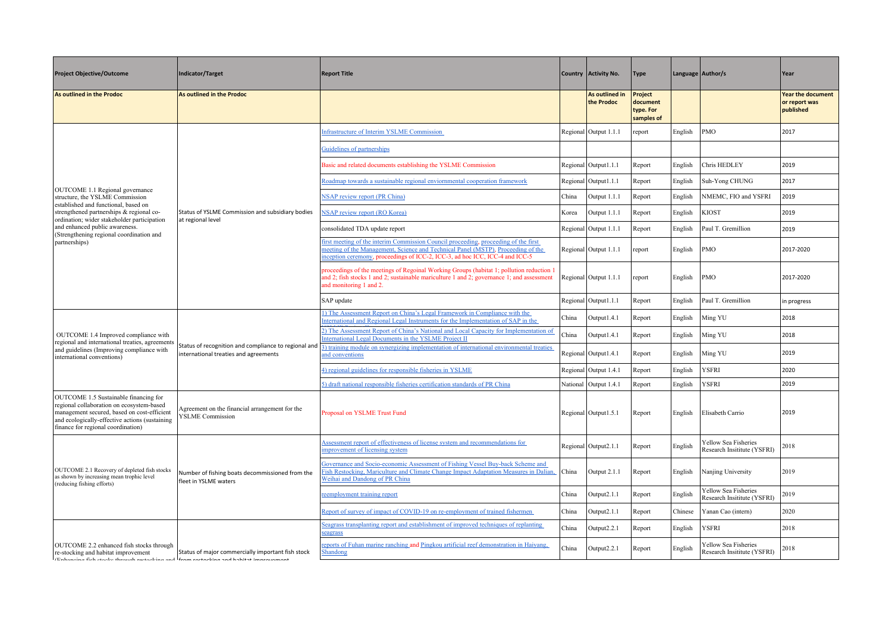| Project Objective/Outcome | Indicator/Target | Report Title | Country | Activity No. | Type | Language | Author/s | Year |
|---|---|---|---|---|---|---|---|---|
| As outlined in the Prodoc | As outlined in the Prodoc | | | As outlined in the Prodoc | Project document type. For samples of | | | Year the document or report was published |
| OUTCOME 1.1 Regional governance structure, the YSLME Commission established and functional, based on strengthened partnerships & regional co-ordination; wider stakeholder participation and enhanced public awareness. (Strengthening regional coordination and partnerships) | Status of YSLME Commission and subsidiary bodies at regional level | Infrastructure of Interim YSLME Commission | Regional | Output 1.1.1 | report | English | PMO | 2017 |
| | | Guidelines of partnerships | | | | | | |
| | | Basic and related documents establishing the YSLME Commission | Regional | Output1.1.1 | Report | English | Chris HEDLEY | 2019 |
| | | Roadmap towards a sustainable regional enviornmental cooperation framework | Regional | Output1.1.1 | Report | English | Suh-Yong CHUNG | 2017 |
| | | NSAP review report (PR China) | China | Output 1.1.1 | Report | English | NMEMC, FIO and YSFRI | 2019 |
| | | NSAP review report (RO Korea) | Korea | Output 1.1.1 | Report | English | KIOST | 2019 |
| | | consolidated TDA update report | Regional | Output 1.1.1 | Report | English | Paul T. Gremillion | 2019 |
| | | first meeting of the interim Commission Council proceeding, proceeding of the first meeting of the Management, Science and Technical Panel (MSTP), Proceeding of the inception ceremony, proceedings of ICC-2, ICC-3, ad hoc ICC, ICC-4 and ICC-5 | Regional | Output 1.1.1 | report | English | PMO | 2017-2020 |
| | | proceedings of the meetings of Regoinal Working Groups (habitat 1; pollution reduction 1 and 2; fish stocks 1 and 2; sustainable mariculture 1 and 2; governance 1; and assessment and monitoring 1 and 2. | Regional | Output 1.1.1 | report | English | PMO | 2017-2020 |
| | | SAP update | Regional | Output1.1.1 | Report | English | Paul T. Gremillion | in progress |
| OUTCOME 1.4 Improved compliance with regional and international treaties, agreements and guidelines (Improving compliance with international conventions) | Status of recognition and compliance to regional and international treaties and agreements | 1) The Assessment Report on China's Legal Framework in Compliance with the International and Regional Legal Instruments for the Implementation of SAP in the | China | Output1.4.1 | Report | English | Ming YU | 2018 |
| | | 2) The Assessment Report of China's National and Local Capacity for Implementation of International Legal Documents in the YSLME Project II | China | Output1.4.1 | Report | English | Ming YU | 2018 |
| | | 3) training module on synergizing implementation of international environmental treaties and conventions | Regional | Output1.4.1 | Report | English | Ming YU | 2019 |
| | | 4) regional guidelines for responsible fisheries in YSLME | Regional | Output 1.4.1 | Report | English | YSFRI | 2020 |
| | | 5) draft national responsible fisheries certification standards of PR China | National | Output 1.4.1 | Report | English | YSFRI | 2019 |
| OUTCOME 1.5 Sustainable financing for regional collaboration on ecosystem-based management secured, based on cost-efficient and ecologically-effective actions (sustaining finance for regional coordination) | Agreement on the financial arrangement for the YSLME Commission | Proposal on YSLME Trust Fund | Regional | Output1.5.1 | Report | English | Elisabeth Carrio | 2019 |
| OUTCOME 2.1 Recovery of depleted fish stocks as shown by increasing mean trophic level (reducing fishing efforts) | Number of fishing boats decommissioned from the fleet in YSLME waters | Assessment report of effectiveness of license system and recommendations for improvement of licensing system | Regional | Output2.1.1 | Report | English | Yellow Sea Fisheries Research Insititute (YSFRI) | 2018 |
| | | Governance and Socio-economic Assessment of Fishing Vessel Buy-back Scheme and Fish Restocking, Mariculture and Climate Change Impact Adaptation Measures in Dalian, Weihai and Dandong of PR China | China | Output 2.1.1 | Report | English | Nanjing University | 2019 |
| | | reemployment training report | China | Output2.1.1 | Report | English | Yellow Sea Fisheries Research Insititute (YSFRI) | 2019 |
| | | Report of survey of impact of COVID-19 on re-employment of trained fishermen | China | Output2.1.1 | Report | Chinese | Yanan Cao (intern) | 2020 |
| OUTCOME 2.2 enhanced fish stocks through re-stocking and habitat improvement (Enhancing fish stocks through restocking and | Status of major commercially important fish stock from restocking and habitat improvement | Seagrass transplanting report and establishment of improved techniques of replanting seagrass | China | Output2.2.1 | Report | English | YSFRI | 2018 |
| | | reports of Fuhan marine ranching and Pingkou artificial reef demonstration in Haiyang, Shandong | China | Output2.2.1 | Report | English | Yellow Sea Fisheries Research Insititute (YSFRI) | 2018 |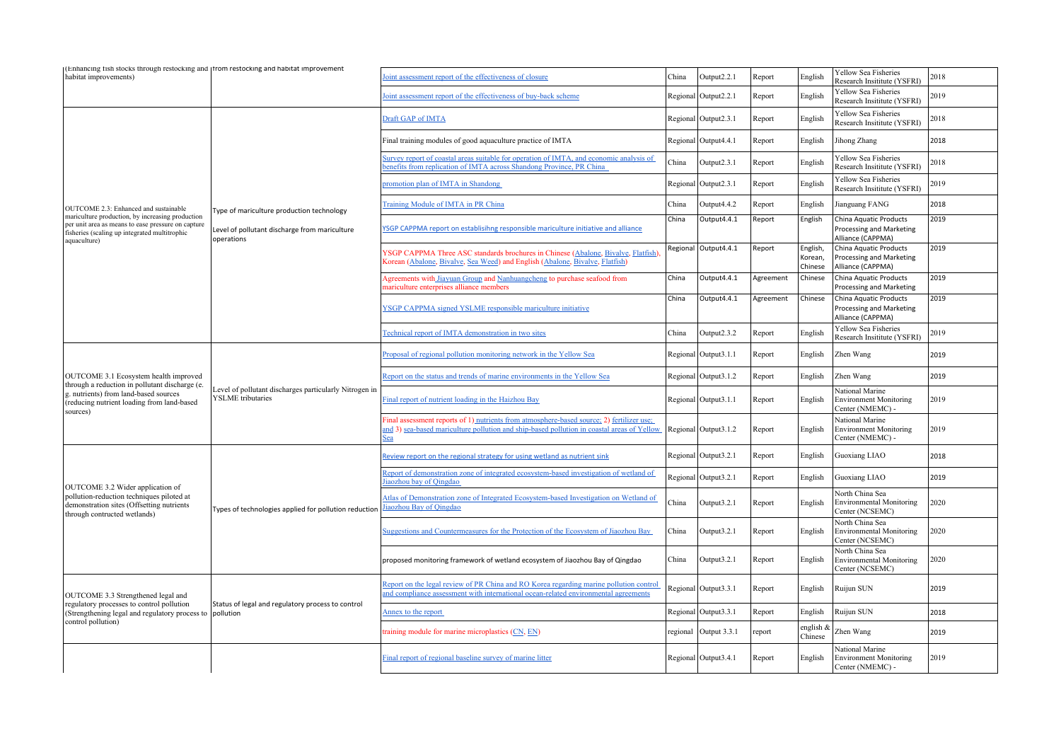| | | | | | | | | |
|---|---|---|---|---|---|---|---|---|
| (Enhancing fish stocks through restocking and habitat improvements) | from restocking and habitat improvement | Joint assessment report of the effectiveness of closure | China | Output2.2.1 | Report | English | Yellow Sea Fisheries Research Insititute (YSFRI) | 2018 |
| | | Joint assessment report of the effectiveness of buy-back scheme | Regional | Output2.2.1 | Report | English | Yellow Sea Fisheries Research Insititute (YSFRI) | 2019 |
| OUTCOME 2.3: Enhanced and sustainable mariculture production, by increasing production per unit area as means to ease pressure on capture fisheries (scaling up integrated multitrophic aquaculture) | Type of mariculture production technology<br><br>Level of pollutant discharge from mariculture operations | Draft GAP of IMTA | Regional | Output2.3.1 | Report | English | Yellow Sea Fisheries Research Insititute (YSFRI) | 2018 |
| | | Final training modules of good aquaculture practice of IMTA | Regional | Output4.4.1 | Report | English | Jihong Zhang | 2018 |
| | | Survey report of coastal areas suitable for operation of IMTA, and economic analysis of benefits from replication of IMTA across Shandong Province, PR China | China | Output2.3.1 | Report | English | Yellow Sea Fisheries Research Insititute (YSFRI) | 2018 |
| | | promotion plan of IMTA in Shandong | Regional | Output2.3.1 | Report | English | Yellow Sea Fisheries Research Insititute (YSFRI) | 2019 |
| | | Training Module of IMTA in PR China | China | Output4.4.2 | Report | English | Jianguang FANG | 2018 |
| | | YSGP CAPPMA report on establisihng responsible mariculture initiative and alliance | China | Output4.4.1 | Report | English | China Aquatic Products Processing and Marketing Alliance (CAPPMA) | 2019 |
| | | YSGP CAPPMA Three ASC standards brochures in Chinese (Abalone, Bivalve, Flatfish), Korean (Abalone, Bivalve, Sea Weed) and English (Abalone, Bivalve, Flatfish) | Regional | Output4.4.1 | Report | English, Korean, Chinese | China Aquatic Products Processing and Marketing Alliance (CAPPMA) | 2019 |
| | | Agreements with Jiayuan Group and Nanhuangcheng to purchase seafood from mariculture enterprises alliance members | China | Output4.4.1 | Agreement | Chinese | China Aquatic Products Processing and Marketing | 2019 |
| | | YSGP CAPPMA signed YSLME responsible mariculture initiative | China | Output4.4.1 | Agreement | Chinese | China Aquatic Products Processing and Marketing Alliance (CAPPMA) | 2019 |
| | | Technical report of IMTA demonstration in two sites | China | Output2.3.2 | Report | English | Yellow Sea Fisheries Research Insititute (YSFRI) | 2019 |
| OUTCOME 3.1 Ecosystem health improved through a reduction in pollutant discharge (e. g. nutrients) from land-based sources (reducing nutrient loading from land-based sources) | Level of pollutant discharges particularly Nitrogen in YSLME tributaries | Proposal of regional pollution monitoring network in the Yellow Sea | Regional | Output3.1.1 | Report | English | Zhen Wang | 2019 |
| | | Report on the status and trends of marine environments in the Yellow Sea | Regional | Output3.1.2 | Report | English | Zhen Wang | 2019 |
| | | Final report of nutrient loading in the Haizhou Bay | Regional | Output3.1.1 | Report | English | National Marine Environment Monitoring Center (NMEMC) - | 2019 |
| | | Final assessment reports of 1) nutrients from atmosphere-based source; 2) fertilizer use; and 3) sea-based mariculture pollution and ship-based pollution in coastal areas of Yellow Sea | Regional | Output3.1.2 | Report | English | National Marine Environment Monitoring Center (NMEMC) - | 2019 |
| OUTCOME 3.2 Wider application of pollution-reduction techniques piloted at demonstration sites (Offsetting nutrients through contructed wetlands) | Types of technologies applied for pollution reduction | Review report on the regional strategy for using wetland as nutrient sink | Regional | Output3.2.1 | Report | English | Guoxiang LIAO | 2018 |
| | | Report of demonstration zone of integrated ecosystem-based investigation of wetland of Jiaozhou bay of Qingdao | Regional | Output3.2.1 | Report | English | Guoxiang LIAO | 2019 |
| | | Atlas of Demonstration zone of Integrated Ecosystem-based Investigation on Wetland of Jiaozhou Bay of Qingdao | China | Output3.2.1 | Report | English | North China Sea Environmental Monitoring Center (NCSEMC) | 2020 |
| | | Suggestions and Countermeasures for the Protection of the Ecosystem of Jiaozhou Bay | China | Output3.2.1 | Report | English | North China Sea Environmental Monitoring Center (NCSEMC) | 2020 |
| | | proposed monitoring framework of wetland ecosystem of Jiaozhou Bay of Qingdao | China | Output3.2.1 | Report | English | North China Sea Environmental Monitoring Center (NCSEMC) | 2020 |
| OUTCOME 3.3 Strengthened legal and regulatory processes to control pollution (Strengthening legal and regulatory process to control pollution) | Status of legal and regulatory process to control pollution | Report on the legal review of PR China and RO Korea regarding marine pollution control and compliance assessment with international ocean-related environmental agreements | Regional | Output3.3.1 | Report | English | Ruijun SUN | 2019 |
| | | Annex to the report | Regional | Output3.3.1 | Report | English | Ruijun SUN | 2018 |
| | | training module for marine microplastics (CN, EN) | regional | Output 3.3.1 | report | english & Chinese | Zhen Wang | 2019 |
| | | Final report of regional baseline survey of marine litter | Regional | Output3.4.1 | Report | English | National Marine Environment Monitoring Center (NMEMC) - | 2019 |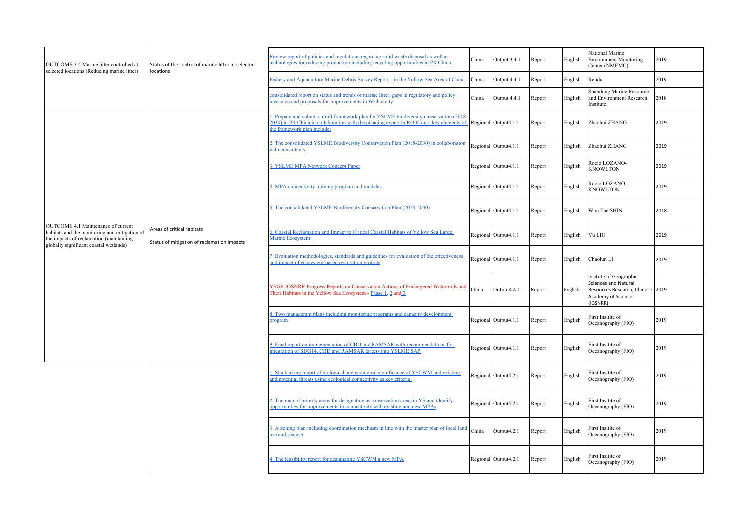| | | | | | | | | |
|---|---|---|---|---|---|---|---|---|
| OUTCOME 3.4 Marine litter controlled at selected locations (Reducing marine litter) | Status of the control of marine litter at selected locations | Review report of policies and regulations regarding solid waste disposal as well as technologies for reducing production including recycling opportunities in PR China. | China | Output 3.4.1 | Report | English | National Marine Environment Monitoring Center (NMEMC) - | 2019 |
| | | Fishery and Aquaculture Marine Debris Survey Report --in the Yellow Sea Area of China | China | Output 4.4.1 | Report | English | Rendu | 2019 |
| | | consolidated report on status and trends of marine litter, gaps in regulatory and policy measures and proposals for improvements in Weihai city | China | Output 4.4.1 | Report | English | Shandong Marine Resource and Environment Research Institute | 2018 |
| OUTCOME 4.1 Maintenance of current habitats and the monitoring and mitigation of the impacts of reclamation (maintaining globally significant coastal wetlands) | Areas of critical habitats<br>Status of mitigation of reclamation impacts | 1. Prepare and submit a draft framework plan for YSLME biodiversity conservation (2018-2030) in PR China in collaboration with the planning expert in RO Korea; key elements of the framework plan include: | Regional | Output4.1.1 | Report | English | Zhaohui ZHANG | 2019 |
| | | 2. The consolidated YSLME Biodiversity Conservation Plan (2018-2030) in collaboration with consultants; | Regional | Output4.1.1 | Report | English | Zhaohui ZHANG | 2019 |
| | | 3. YSLME MPA Network Concept Paper | Regional | Output4.1.1 | Report | English | Rocio LOZANO-KNOWLTON | 2019 |
| | | 4. MPA connectivity training program and modules | Regional | Output4.1.1 | Report | English | Rocio LOZANO-KNOWLTON | 2019 |
| | | 5. The consolidated YSLME Biodiversity Conservation Plan (2018-2030) | Regional | Output4.1.1 | Report | English | Won Tae SHIN | 2018 |
| | | 6. Coastal Reclamation and Impact to Critical Coastal Habitats of Yellow Sea Large Marine Ecosystem | Regional | Output4.1.1 | Report | English | Yu LIU | 2019 |
| | | 7. Evaluation methodologies, standards and guidelines for evaluation of the effectiveness and impact of ecosystem-based restoration projects | Regional | Output4.1.1 | Report | English | Chaolun LI | 2019 |
| | | YSGP-IGSNRR Progress Reports on Conservation Actions of Endangered Waterbirds and Their Habitats in the Yellow Sea Ecosystem - Phase 1, 2 and 3 | China | Output4.4.1 | Report | English | Insitute of Geographic Sciences and Natural Resources Research, Chinese Academy of Sciences (IGSNRR) | 2019 |
| | | 8. Two managemnt plans including monitoring programs and capacity development program | Regional | Output4.1.1 | Report | English | First Insitite of Oceanography (FIO) | 2019 |
| | | 9. Final report on implementation of CBD and RAMSAR with recommendations for integration of SDG14, CBD and RAMSAR targets into YSLME SAP | Regional | Output4.1.1 | Report | English | First Insitite of Oceanography (FIO) | 2019 |
| | | 1. Stocktaking report of biological and ecological significance of YSCWM and existing and potential threats using ecological connectivity as key criteria | Regional | Output4.2.1 | Report | English | First Insitite of Oceanography (FIO) | 2019 |
| | | 2. The map of priority areas for designation as conservation areas in YS and identify opportunities for improvements in connectivity with existing and new MPAs | Regional | Output4.2.1 | Report | English | First Insitite of Oceanography (FIO) | 2019 |
| | | 3. A zoning plan including coordination mechasm in line with the master plan of local land use and sea use | China | Output4.2.1 | Report | English | First Insitite of Oceanography (FIO) | 2019 |
| | | 4. The feasibility report for designating YSCWM a new MPA | Regional | Output4.2.1 | Report | English | First Insitite of Oceanography (FIO) | 2019 |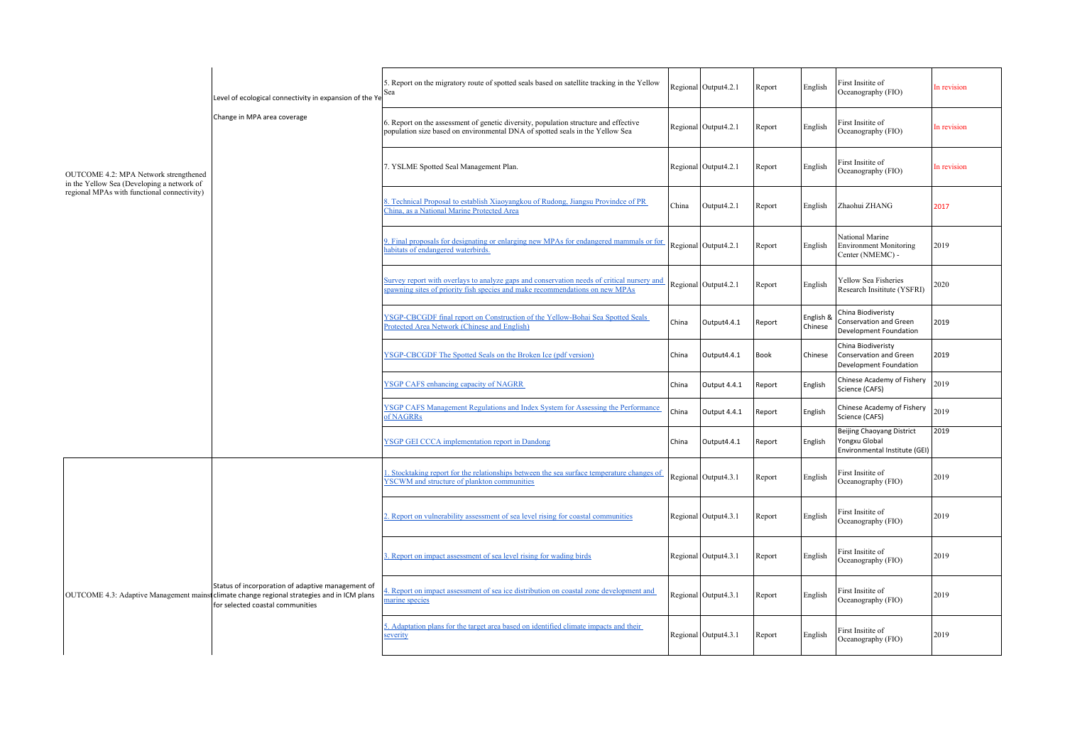| | | | | | | | | |
|---|---|---|---|---|---|---|---|---|
| OUTCOME 4.2: MPA Network strengthened in the Yellow Sea (Developing a network of regional MPAs with functional connectivity) | Level of ecological connectivity in expansion of the Ye | 5. Report on the migratory route of spotted seals based on satellite tracking in the Yellow Sea | Regional | Output4.2.1 | Report | English | First Insitite of Oceanography (FIO) | In revision |
| | Change in MPA area coverage | 6. Report on the assessment of genetic diversity, population structure and effective population size based on environmental DNA of spotted seals in the Yellow Sea | Regional | Output4.2.1 | Report | English | First Insitite of Oceanography (FIO) | In revision |
| | | 7. YSLME Spotted Seal Management Plan. | Regional | Output4.2.1 | Report | English | First Insitite of Oceanography (FIO) | In revision |
| | | 8. Technical Proposal to establish Xiaoyangkou of Rudong, Jiangsu Provindce of PR China, as a National Marine Protected Area | China | Output4.2.1 | Report | English | Zhaohui ZHANG | 2017 |
| | | 9. Final proposals for designating or enlarging new MPAs for endangered mammals or for habitats of endangered waterbirds. | Regional | Output4.2.1 | Report | English | National Marine Environment Monitoring Center (NMEMC) - | 2019 |
| | | Survey report with overlays to analyze gaps and conservation needs of critical nursery and spawning sites of priority fish species and make recommendations on new MPAs | Regional | Output4.2.1 | Report | English | Yellow Sea Fisheries Research Insititute (YSFRI) | 2020 |
| | | YSGP-CBCGDF final report on Construction of the Yellow-Bohai Sea Spotted Seals Protected Area Network (Chinese and English) | China | Output4.4.1 | Report | English & Chinese | China Biodiveristy Conservation and Green Development Foundation | 2019 |
| | | YSGP-CBCGDF The Spotted Seals on the Broken Ice (pdf version) | China | Output4.4.1 | Book | Chinese | China Biodiveristy Conservation and Green Development Foundation | 2019 |
| | | YSGP CAFS enhancing capacity of NAGRR | China | Output 4.4.1 | Report | English | Chinese Academy of Fishery Science (CAFS) | 2019 |
| | | YSGP CAFS Management Regulations and Index System for Assessing the Performance of NAGRRs | China | Output 4.4.1 | Report | English | Chinese Academy of Fishery Science (CAFS) | 2019 |
| | | YSGP GEI CCCA implementation report in Dandong | China | Output4.4.1 | Report | English | Beijing Chaoyang District Yongxu Global Environmental Institute (GEI) | 2019 |
| OUTCOME 4.3: Adaptive Management mainst | Status of incorporation of adaptive management of climate change regional strategies and in ICM plans for selected coastal communities | 1. Stocktaking report for the relationships between the sea surface temperature changes of YSCWM and structure of plankton communities | Regional | Output4.3.1 | Report | English | First Insitite of Oceanography (FIO) | 2019 |
| | | 2. Report on vulnerability assessment of sea level rising for coastal communities | Regional | Output4.3.1 | Report | English | First Insitite of Oceanography (FIO) | 2019 |
| | | 3. Report on impact assessment of sea level rising for wading birds | Regional | Output4.3.1 | Report | English | First Insitite of Oceanography (FIO) | 2019 |
| | | 4. Report on impact assessment of sea ice distribution on coastal zone development and marine species | Regional | Output4.3.1 | Report | English | First Insitite of Oceanography (FIO) | 2019 |
| | | 5. Adaptation plans for the target area based on identified climate impacts and their severity | Regional | Output4.3.1 | Report | English | First Insitite of Oceanography (FIO) | 2019 |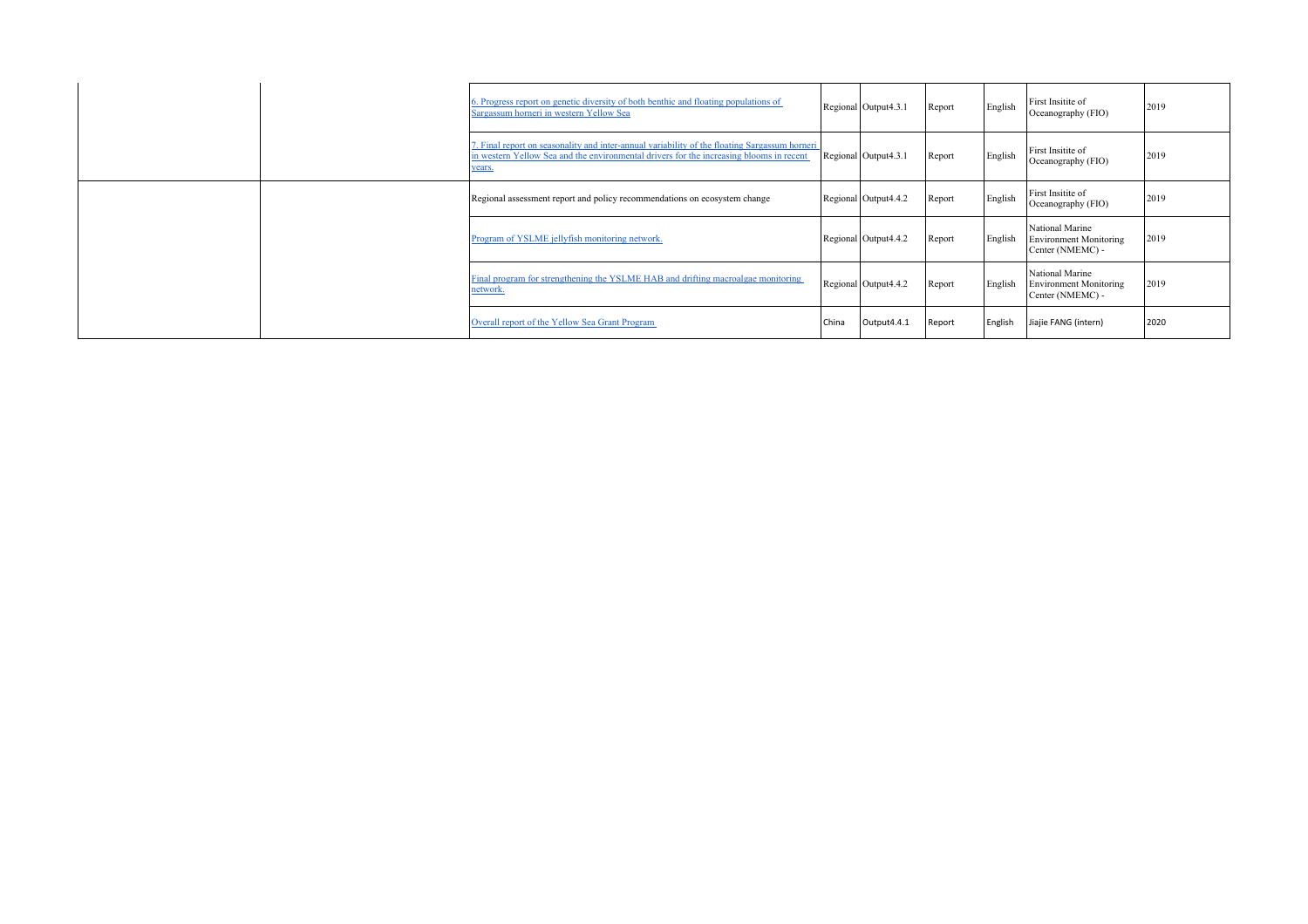| | | | | | | | | |
|---|---|---|---|---|---|---|---|---|
| | | 6. Progress report on genetic diversity of both benthic and floating populations of Sargassum horneri in western Yellow Sea | Regional | Output4.3.1 | Report | English | First Insitite of Oceanography (FIO) | 2019 |
| | | 7. Final report on seasonality and inter-annual variability of the floating Sargassum horneri in western Yellow Sea and the environmental drivers for the increasing blooms in recent years. | Regional | Output4.3.1 | Report | English | First Insitite of Oceanography (FIO) | 2019 |
| | | Regional assessment report and policy recommendations on ecosystem change | Regional | Output4.4.2 | Report | English | First Insitite of Oceanography (FIO) | 2019 |
| | | Program of YSLME jellyfish monitoring network. | Regional | Output4.4.2 | Report | English | National Marine Environment Monitoring Center (NMEMC) - | 2019 |
| | | Final program for strengthening the YSLME HAB and drifting macroalgae monitoring network. | Regional | Output4.4.2 | Report | English | National Marine Environment Monitoring Center (NMEMC) - | 2019 |
| | | Overall report of the Yellow Sea Grant Program | China | Output4.4.1 | Report | English | Jiajie FANG (intern) | 2020 |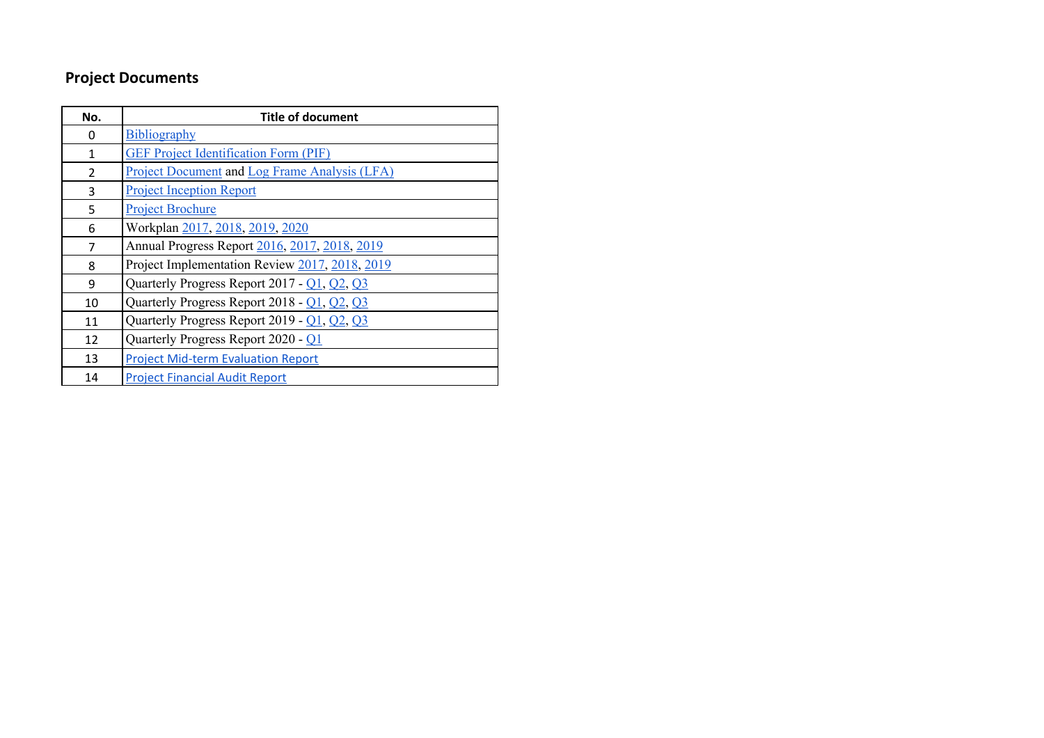## Project Documents

| No. | Title of document |
|---|---|
| 0 | Bibliography |
| 1 | GEF Project Identification Form (PIF) |
| 2 | Project Document and Log Frame Analysis (LFA) |
| 3 | Project Inception Report |
| 5 | Project Brochure |
| 6 | Workplan 2017, 2018, 2019, 2020 |
| 7 | Annual Progress Report 2016, 2017, 2018, 2019 |
| 8 | Project Implementation Review 2017, 2018, 2019 |
| 9 | Quarterly Progress Report 2017 - Q1, Q2, Q3 |
| 10 | Quarterly Progress Report 2018 - Q1, Q2, Q3 |
| 11 | Quarterly Progress Report 2019 - Q1, Q2, Q3 |
| 12 | Quarterly Progress Report 2020 - Q1 |
| 13 | Project Mid-term Evaluation Report |
| 14 | Project Financial Audit Report |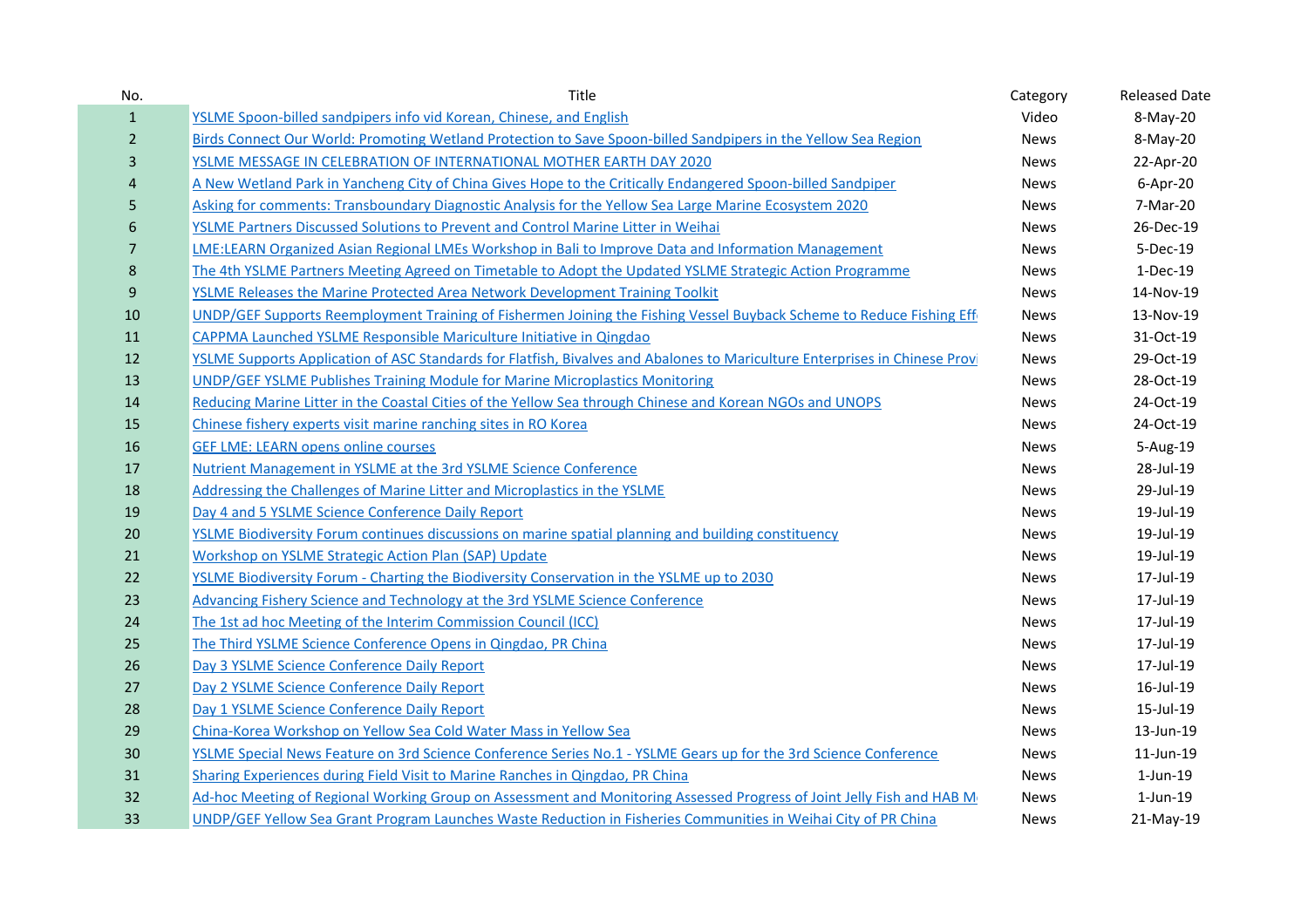| No. | Title | Category | Released Date |
|---|---|---|---|
| 1 | YSLME Spoon-billed sandpipers info vid Korean, Chinese, and English | Video | 8-May-20 |
| 2 | Birds Connect Our World: Promoting Wetland Protection to Save Spoon-billed Sandpipers in the Yellow Sea Region | News | 8-May-20 |
| 3 | YSLME MESSAGE IN CELEBRATION OF INTERNATIONAL MOTHER EARTH DAY 2020 | News | 22-Apr-20 |
| 4 | A New Wetland Park in Yancheng City of China Gives Hope to the Critically Endangered Spoon-billed Sandpiper | News | 6-Apr-20 |
| 5 | Asking for comments: Transboundary Diagnostic Analysis for the Yellow Sea Large Marine Ecosystem 2020 | News | 7-Mar-20 |
| 6 | YSLME Partners Discussed Solutions to Prevent and Control Marine Litter in Weihai | News | 26-Dec-19 |
| 7 | LME:LEARN Organized Asian Regional LMEs Workshop in Bali to Improve Data and Information Management | News | 5-Dec-19 |
| 8 | The 4th YSLME Partners Meeting Agreed on Timetable to Adopt the Updated YSLME Strategic Action Programme | News | 1-Dec-19 |
| 9 | YSLME Releases the Marine Protected Area Network Development Training Toolkit | News | 14-Nov-19 |
| 10 | UNDP/GEF Supports Reemployment Training of Fishermen Joining the Fishing Vessel Buyback Scheme to Reduce Fishing Eff | News | 13-Nov-19 |
| 11 | CAPPMA Launched YSLME Responsible Mariculture Initiative in Qingdao | News | 31-Oct-19 |
| 12 | YSLME Supports Application of ASC Standards for Flatfish, Bivalves and Abalones to Mariculture Enterprises in Chinese Provi | News | 29-Oct-19 |
| 13 | UNDP/GEF YSLME Publishes Training Module for Marine Microplastics Monitoring | News | 28-Oct-19 |
| 14 | Reducing Marine Litter in the Coastal Cities of the Yellow Sea through Chinese and Korean NGOs and UNOPS | News | 24-Oct-19 |
| 15 | Chinese fishery experts visit marine ranching sites in RO Korea | News | 24-Oct-19 |
| 16 | GEF LME: LEARN opens online courses | News | 5-Aug-19 |
| 17 | Nutrient Management in YSLME at the 3rd YSLME Science Conference | News | 28-Jul-19 |
| 18 | Addressing the Challenges of Marine Litter and Microplastics in the YSLME | News | 29-Jul-19 |
| 19 | Day 4 and 5 YSLME Science Conference Daily Report | News | 19-Jul-19 |
| 20 | YSLME Biodiversity Forum continues discussions on marine spatial planning and building constituency | News | 19-Jul-19 |
| 21 | Workshop on YSLME Strategic Action Plan (SAP) Update | News | 19-Jul-19 |
| 22 | YSLME Biodiversity Forum - Charting the Biodiversity Conservation in the YSLME up to 2030 | News | 17-Jul-19 |
| 23 | Advancing Fishery Science and Technology at the 3rd YSLME Science Conference | News | 17-Jul-19 |
| 24 | The 1st ad hoc Meeting of the Interim Commission Council (ICC) | News | 17-Jul-19 |
| 25 | The Third YSLME Science Conference Opens in Qingdao, PR China | News | 17-Jul-19 |
| 26 | Day 3 YSLME Science Conference Daily Report | News | 17-Jul-19 |
| 27 | Day 2 YSLME Science Conference Daily Report | News | 16-Jul-19 |
| 28 | Day 1 YSLME Science Conference Daily Report | News | 15-Jul-19 |
| 29 | China-Korea Workshop on Yellow Sea Cold Water Mass in Yellow Sea | News | 13-Jun-19 |
| 30 | YSLME Special News Feature on 3rd Science Conference Series No.1 - YSLME Gears up for the 3rd Science Conference | News | 11-Jun-19 |
| 31 | Sharing Experiences during Field Visit to Marine Ranches in Qingdao, PR China | News | 1-Jun-19 |
| 32 | Ad-hoc Meeting of Regional Working Group on Assessment and Monitoring Assessed Progress of Joint Jelly Fish and HAB M | News | 1-Jun-19 |
| 33 | UNDP/GEF Yellow Sea Grant Program Launches Waste Reduction in Fisheries Communities in Weihai City of PR China | News | 21-May-19 |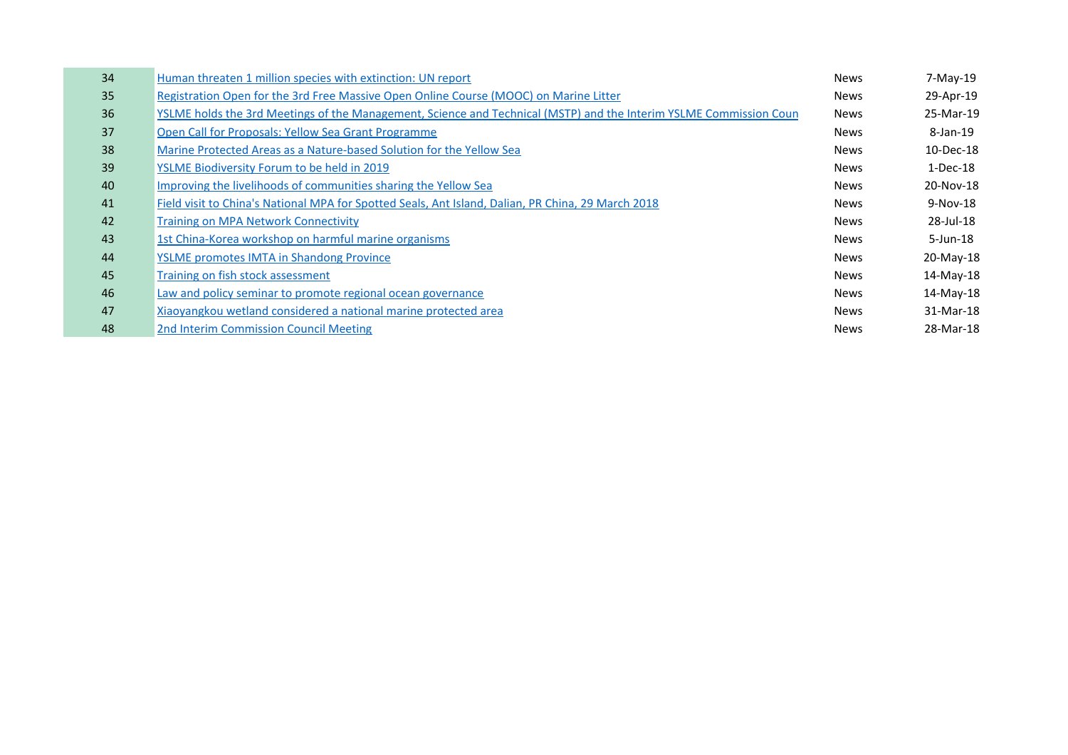| | | | |
|---|---|---|---|
| 34 | Human threaten 1 million species with extinction: UN report | News | 7-May-19 |
| 35 | Registration Open for the 3rd Free Massive Open Online Course (MOOC) on Marine Litter | News | 29-Apr-19 |
| 36 | YSLME holds the 3rd Meetings of the Management, Science and Technical (MSTP) and the Interim YSLME Commission Coun | News | 25-Mar-19 |
| 37 | Open Call for Proposals: Yellow Sea Grant Programme | News | 8-Jan-19 |
| 38 | Marine Protected Areas as a Nature-based Solution for the Yellow Sea | News | 10-Dec-18 |
| 39 | YSLME Biodiversity Forum to be held in 2019 | News | 1-Dec-18 |
| 40 | Improving the livelihoods of communities sharing the Yellow Sea | News | 20-Nov-18 |
| 41 | Field visit to China's National MPA for Spotted Seals, Ant Island, Dalian, PR China, 29 March 2018 | News | 9-Nov-18 |
| 42 | Training on MPA Network Connectivity | News | 28-Jul-18 |
| 43 | 1st China-Korea workshop on harmful marine organisms | News | 5-Jun-18 |
| 44 | YSLME promotes IMTA in Shandong Province | News | 20-May-18 |
| 45 | Training on fish stock assessment | News | 14-May-18 |
| 46 | Law and policy seminar to promote regional ocean governance | News | 14-May-18 |
| 47 | Xiaoyangkou wetland considered a national marine protected area | News | 31-Mar-18 |
| 48 | 2nd Interim Commission Council Meeting | News | 28-Mar-18 |